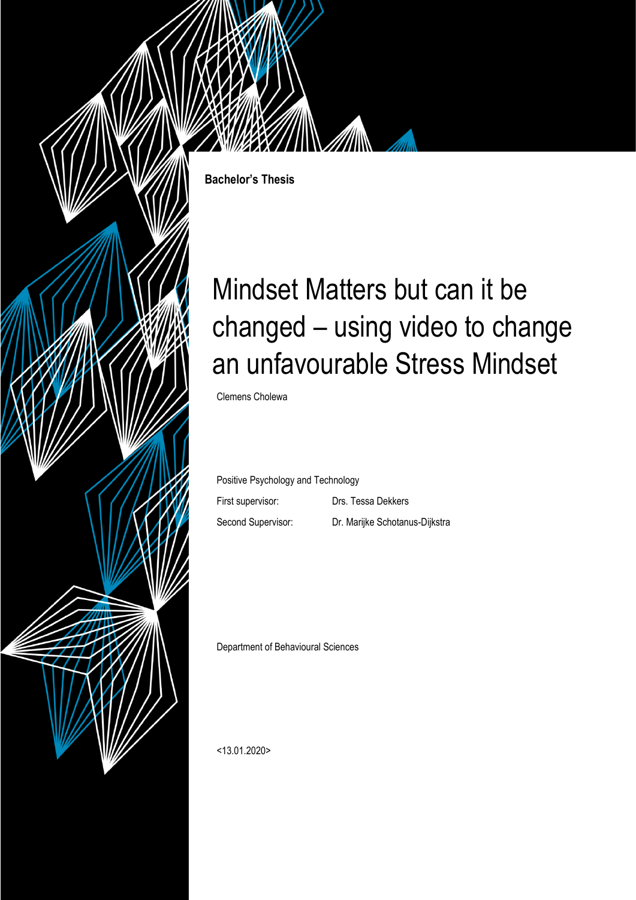**Bachelor's Thesis**

# Mindset Matters but can it be changed – using video to change an unfavourable Stress Mindset

Clemens Cholewa

Positive Psychology and Technology

First supervisor: Drs. Tessa Dekkers

Second Supervisor: Dr. Marijke Schotanus-Dijkstra

Department of Behavioural Sciences

<13.01.2020>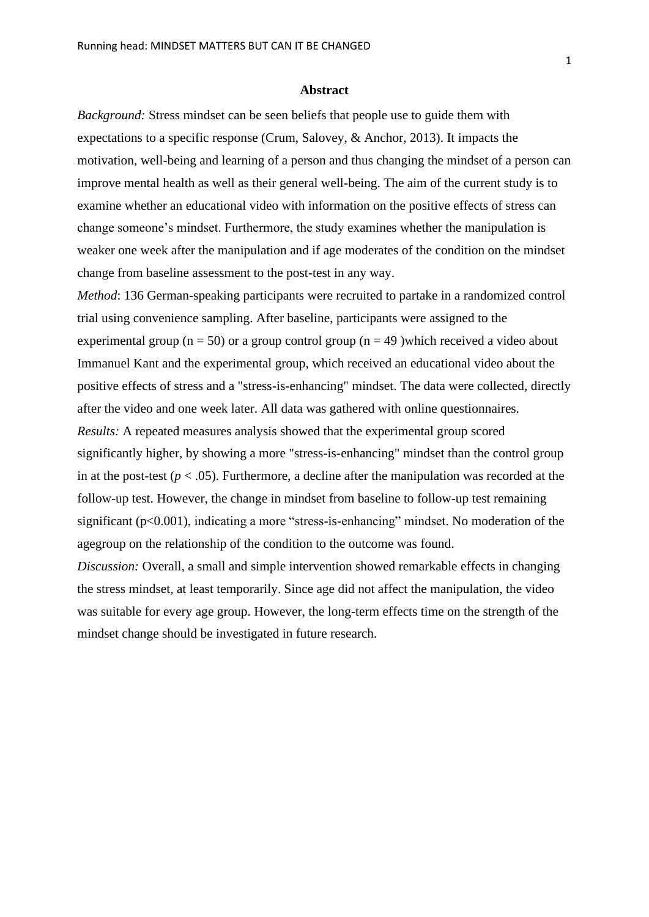# Abstract

*Background:* Stress mindset can be seen beliefs that people use to guide them with expectations to a specific response (Crum, Salovey, & Anchor, 2013). It impacts the motivation, well-being and learning of a person and thus changing the mindset of a person can improve mental health as well as their general well-being. The aim of the current study is to examine whether an educational video with information on the positive effects of stress can change someone's mindset. Furthermore, the study examines whether the manipulation is weaker one week after the manipulation and if age moderates of the condition on the mindset change from baseline assessment to the post-test in any way.

*Method*: 136 German-speaking participants were recruited to partake in a randomized control trial using convenience sampling. After baseline, participants were assigned to the experimental group (n = 50) or a group control group (n = 49 )which received a video about Immanuel Kant and the experimental group, which received an educational video about the positive effects of stress and a "stress-is-enhancing" mindset. The data were collected, directly after the video and one week later. All data was gathered with online questionnaires.

*Results:* A repeated measures analysis showed that the experimental group scored significantly higher, by showing a more "stress-is-enhancing" mindset than the control group in at the post-test ($p < .05$). Furthermore, a decline after the manipulation was recorded at the follow-up test. However, the change in mindset from baseline to follow-up test remaining significant ($p<0.001$), indicating a more "stress-is-enhancing" mindset. No moderation of the agegroup on the relationship of the condition to the outcome was found.

*Discussion:* Overall, a small and simple intervention showed remarkable effects in changing the stress mindset, at least temporarily. Since age did not affect the manipulation, the video was suitable for every age group. However, the long-term effects time on the strength of the mindset change should be investigated in future research.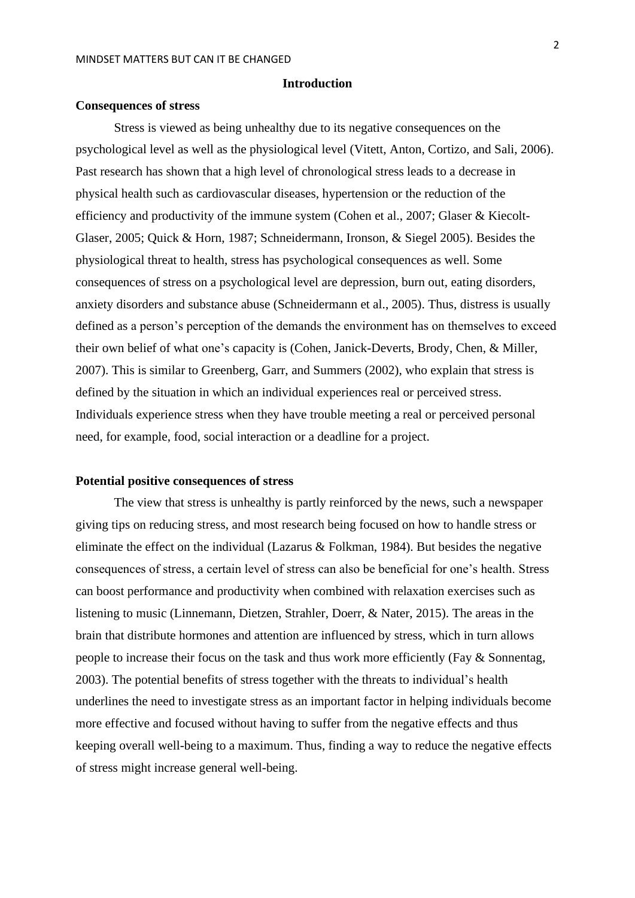## Introduction

### Consequences of stress

Stress is viewed as being unhealthy due to its negative consequences on the psychological level as well as the physiological level (Vitett, Anton, Cortizo, and Sali, 2006). Past research has shown that a high level of chronological stress leads to a decrease in physical health such as cardiovascular diseases, hypertension or the reduction of the efficiency and productivity of the immune system (Cohen et al., 2007; Glaser & Kiecolt-Glaser, 2005; Quick & Horn, 1987; Schneidermann, Ironson, & Siegel 2005). Besides the physiological threat to health, stress has psychological consequences as well. Some consequences of stress on a psychological level are depression, burn out, eating disorders, anxiety disorders and substance abuse (Schneidermann et al., 2005). Thus, distress is usually defined as a person's perception of the demands the environment has on themselves to exceed their own belief of what one's capacity is (Cohen, Janick-Deverts, Brody, Chen, & Miller, 2007). This is similar to Greenberg, Garr, and Summers (2002), who explain that stress is defined by the situation in which an individual experiences real or perceived stress. Individuals experience stress when they have trouble meeting a real or perceived personal need, for example, food, social interaction or a deadline for a project.

### Potential positive consequences of stress

The view that stress is unhealthy is partly reinforced by the news, such a newspaper giving tips on reducing stress, and most research being focused on how to handle stress or eliminate the effect on the individual (Lazarus & Folkman, 1984). But besides the negative consequences of stress, a certain level of stress can also be beneficial for one's health. Stress can boost performance and productivity when combined with relaxation exercises such as listening to music (Linnemann, Dietzen, Strahler, Doerr, & Nater, 2015). The areas in the brain that distribute hormones and attention are influenced by stress, which in turn allows people to increase their focus on the task and thus work more efficiently (Fay & Sonnentag, 2003). The potential benefits of stress together with the threats to individual's health underlines the need to investigate stress as an important factor in helping individuals become more effective and focused without having to suffer from the negative effects and thus keeping overall well-being to a maximum. Thus, finding a way to reduce the negative effects of stress might increase general well-being.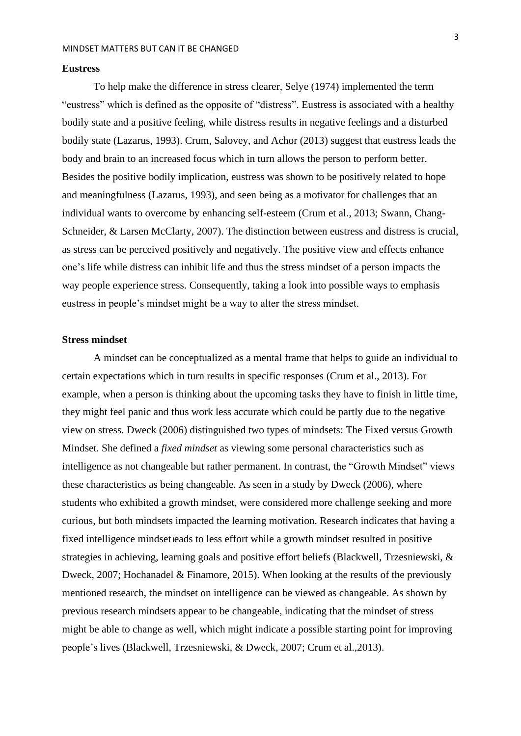**Eustress**

To help make the difference in stress clearer, Selye (1974) implemented the term "eustress" which is defined as the opposite of "distress". Eustress is associated with a healthy bodily state and a positive feeling, while distress results in negative feelings and a disturbed bodily state (Lazarus, 1993). Crum, Salovey, and Achor (2013) suggest that eustress leads the body and brain to an increased focus which in turn allows the person to perform better. Besides the positive bodily implication, eustress was shown to be positively related to hope and meaningfulness (Lazarus, 1993), and seen being as a motivator for challenges that an individual wants to overcome by enhancing self-esteem (Crum et al., 2013; Swann, Chang-Schneider, & Larsen McClarty, 2007). The distinction between eustress and distress is crucial, as stress can be perceived positively and negatively. The positive view and effects enhance one's life while distress can inhibit life and thus the stress mindset of a person impacts the way people experience stress. Consequently, taking a look into possible ways to emphasis eustress in people's mindset might be a way to alter the stress mindset.

**Stress mindset**

A mindset can be conceptualized as a mental frame that helps to guide an individual to certain expectations which in turn results in specific responses (Crum et al., 2013). For example, when a person is thinking about the upcoming tasks they have to finish in little time, they might feel panic and thus work less accurate which could be partly due to the negative view on stress. Dweck (2006) distinguished two types of mindsets: The Fixed versus Growth Mindset. She defined a *fixed mindset* as viewing some personal characteristics such as intelligence as not changeable but rather permanent. In contrast, the "Growth Mindset" views these characteristics as being changeable. As seen in a study by Dweck (2006), where students who exhibited a growth mindset, were considered more challenge seeking and more curious, but both mindsets impacted the learning motivation. Research indicates that having a fixed intelligence mindset leads to less effort while a growth mindset resulted in positive strategies in achieving, learning goals and positive effort beliefs (Blackwell, Trzesniewski, & Dweck, 2007; Hochanadel & Finamore, 2015). When looking at the results of the previously mentioned research, the mindset on intelligence can be viewed as changeable. As shown by previous research mindsets appear to be changeable, indicating that the mindset of stress might be able to change as well, which might indicate a possible starting point for improving people's lives (Blackwell, Trzesniewski, & Dweck, 2007; Crum et al.,2013).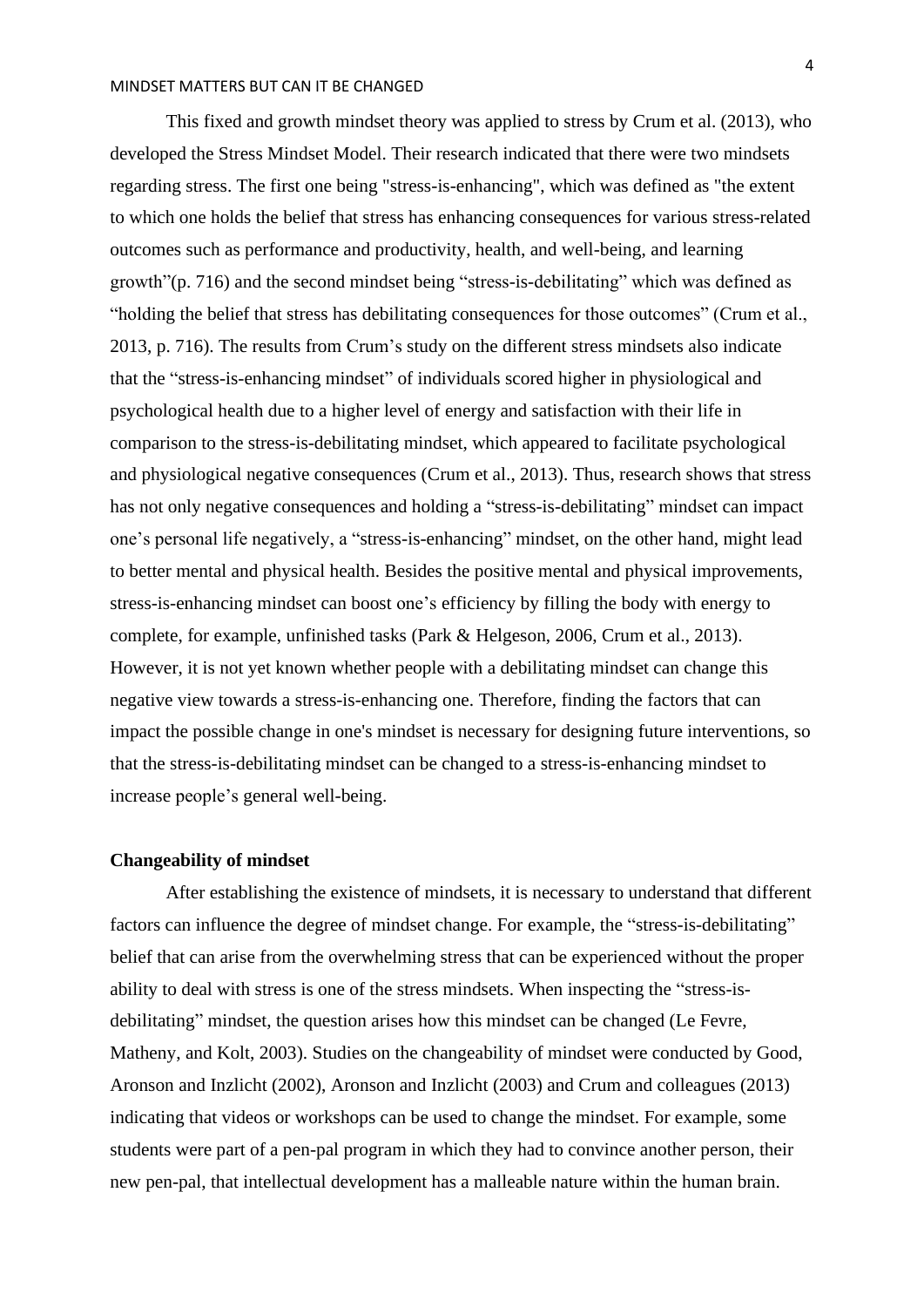This fixed and growth mindset theory was applied to stress by Crum et al. (2013), who developed the Stress Mindset Model. Their research indicated that there were two mindsets regarding stress. The first one being "stress-is-enhancing", which was defined as "the extent to which one holds the belief that stress has enhancing consequences for various stress-related outcomes such as performance and productivity, health, and well-being, and learning growth"(p. 716) and the second mindset being "stress-is-debilitating" which was defined as "holding the belief that stress has debilitating consequences for those outcomes" (Crum et al., 2013, p. 716). The results from Crum's study on the different stress mindsets also indicate that the "stress-is-enhancing mindset" of individuals scored higher in physiological and psychological health due to a higher level of energy and satisfaction with their life in comparison to the stress-is-debilitating mindset, which appeared to facilitate psychological and physiological negative consequences (Crum et al., 2013). Thus, research shows that stress has not only negative consequences and holding a "stress-is-debilitating" mindset can impact one's personal life negatively, a "stress-is-enhancing" mindset, on the other hand, might lead to better mental and physical health. Besides the positive mental and physical improvements, stress-is-enhancing mindset can boost one's efficiency by filling the body with energy to complete, for example, unfinished tasks (Park & Helgeson, 2006, Crum et al., 2013). However, it is not yet known whether people with a debilitating mindset can change this negative view towards a stress-is-enhancing one. Therefore, finding the factors that can impact the possible change in one's mindset is necessary for designing future interventions, so that the stress-is-debilitating mindset can be changed to a stress-is-enhancing mindset to increase people's general well-being.

### Changeability of mindset

After establishing the existence of mindsets, it is necessary to understand that different factors can influence the degree of mindset change. For example, the "stress-is-debilitating" belief that can arise from the overwhelming stress that can be experienced without the proper ability to deal with stress is one of the stress mindsets. When inspecting the "stress-is-debilitating" mindset, the question arises how this mindset can be changed (Le Fevre, Matheny, and Kolt, 2003). Studies on the changeability of mindset were conducted by Good, Aronson and Inzlicht (2002), Aronson and Inzlicht (2003) and Crum and colleagues (2013) indicating that videos or workshops can be used to change the mindset. For example, some students were part of a pen-pal program in which they had to convince another person, their new pen-pal, that intellectual development has a malleable nature within the human brain.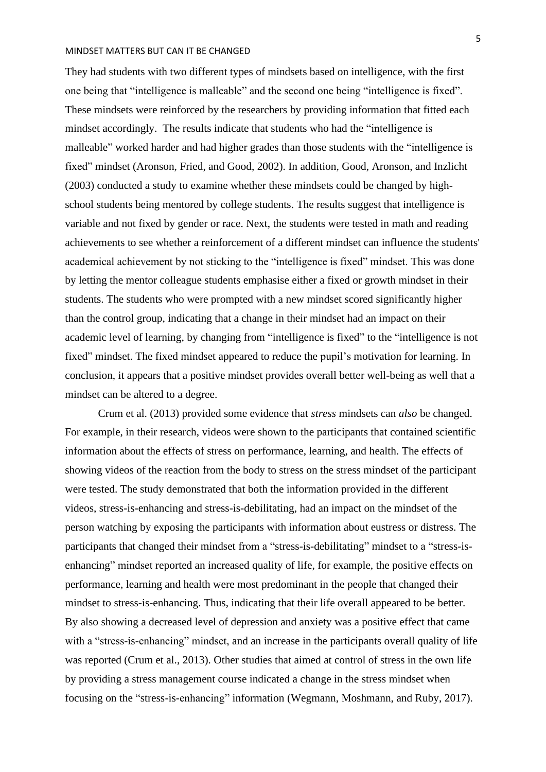They had students with two different types of mindsets based on intelligence, with the first one being that “intelligence is malleable” and the second one being “intelligence is fixed”. These mindsets were reinforced by the researchers by providing information that fitted each mindset accordingly. The results indicate that students who had the “intelligence is malleable” worked harder and had higher grades than those students with the “intelligence is fixed” mindset (Aronson, Fried, and Good, 2002). In addition, Good, Aronson, and Inzlicht (2003) conducted a study to examine whether these mindsets could be changed by high-school students being mentored by college students. The results suggest that intelligence is variable and not fixed by gender or race. Next, the students were tested in math and reading achievements to see whether a reinforcement of a different mindset can influence the students' academical achievement by not sticking to the “intelligence is fixed” mindset. This was done by letting the mentor colleague students emphasise either a fixed or growth mindset in their students. The students who were prompted with a new mindset scored significantly higher than the control group, indicating that a change in their mindset had an impact on their academic level of learning, by changing from “intelligence is fixed” to the “intelligence is not fixed” mindset. The fixed mindset appeared to reduce the pupil’s motivation for learning. In conclusion, it appears that a positive mindset provides overall better well-being as well that a mindset can be altered to a degree.

Crum et al. (2013) provided some evidence that *stress* mindsets can *also* be changed. For example, in their research, videos were shown to the participants that contained scientific information about the effects of stress on performance, learning, and health. The effects of showing videos of the reaction from the body to stress on the stress mindset of the participant were tested. The study demonstrated that both the information provided in the different videos, stress-is-enhancing and stress-is-debilitating, had an impact on the mindset of the person watching by exposing the participants with information about eustress or distress. The participants that changed their mindset from a “stress-is-debilitating” mindset to a “stress-is-enhancing” mindset reported an increased quality of life, for example, the positive effects on performance, learning and health were most predominant in the people that changed their mindset to stress-is-enhancing. Thus, indicating that their life overall appeared to be better. By also showing a decreased level of depression and anxiety was a positive effect that came with a “stress-is-enhancing” mindset, and an increase in the participants overall quality of life was reported (Crum et al., 2013). Other studies that aimed at control of stress in the own life by providing a stress management course indicated a change in the stress mindset when focusing on the “stress-is-enhancing” information (Wegmann, Moshmann, and Ruby, 2017).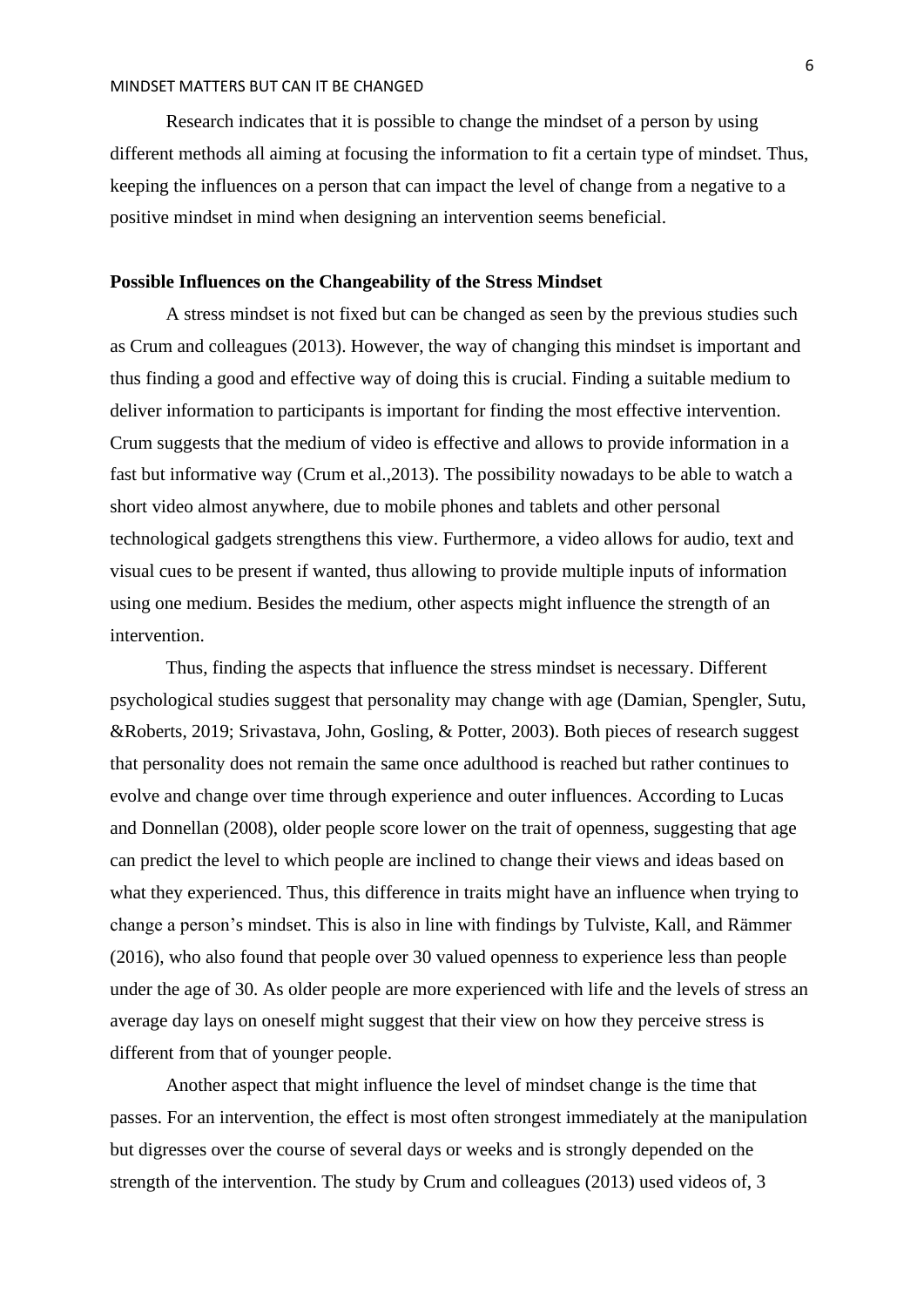Research indicates that it is possible to change the mindset of a person by using different methods all aiming at focusing the information to fit a certain type of mindset. Thus, keeping the influences on a person that can impact the level of change from a negative to a positive mindset in mind when designing an intervention seems beneficial.

**Possible Influences on the Changeability of the Stress Mindset**

A stress mindset is not fixed but can be changed as seen by the previous studies such as Crum and colleagues (2013). However, the way of changing this mindset is important and thus finding a good and effective way of doing this is crucial. Finding a suitable medium to deliver information to participants is important for finding the most effective intervention. Crum suggests that the medium of video is effective and allows to provide information in a fast but informative way (Crum et al.,2013). The possibility nowadays to be able to watch a short video almost anywhere, due to mobile phones and tablets and other personal technological gadgets strengthens this view. Furthermore, a video allows for audio, text and visual cues to be present if wanted, thus allowing to provide multiple inputs of information using one medium. Besides the medium, other aspects might influence the strength of an intervention.

Thus, finding the aspects that influence the stress mindset is necessary. Different psychological studies suggest that personality may change with age (Damian, Spengler, Sutu, &Roberts, 2019; Srivastava, John, Gosling, & Potter, 2003). Both pieces of research suggest that personality does not remain the same once adulthood is reached but rather continues to evolve and change over time through experience and outer influences. According to Lucas and Donnellan (2008), older people score lower on the trait of openness, suggesting that age can predict the level to which people are inclined to change their views and ideas based on what they experienced. Thus, this difference in traits might have an influence when trying to change a person's mindset. This is also in line with findings by Tulviste, Kall, and Rämmer (2016), who also found that people over 30 valued openness to experience less than people under the age of 30. As older people are more experienced with life and the levels of stress an average day lays on oneself might suggest that their view on how they perceive stress is different from that of younger people.

Another aspect that might influence the level of mindset change is the time that passes. For an intervention, the effect is most often strongest immediately at the manipulation but digresses over the course of several days or weeks and is strongly depended on the strength of the intervention. The study by Crum and colleagues (2013) used videos of, 3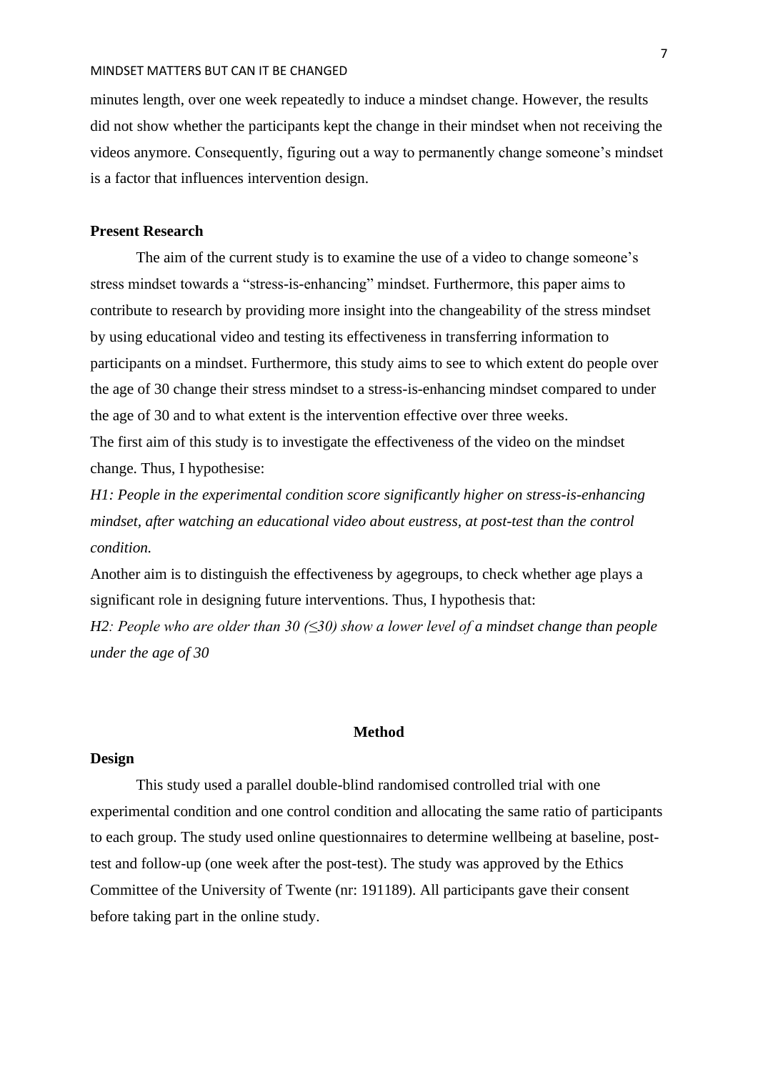minutes length, over one week repeatedly to induce a mindset change. However, the results did not show whether the participants kept the change in their mindset when not receiving the videos anymore. Consequently, figuring out a way to permanently change someone's mindset is a factor that influences intervention design.

## Present Research

The aim of the current study is to examine the use of a video to change someone's stress mindset towards a "stress-is-enhancing" mindset. Furthermore, this paper aims to contribute to research by providing more insight into the changeability of the stress mindset by using educational video and testing its effectiveness in transferring information to participants on a mindset. Furthermore, this study aims to see to which extent do people over the age of 30 change their stress mindset to a stress-is-enhancing mindset compared to under the age of 30 and to what extent is the intervention effective over three weeks.

The first aim of this study is to investigate the effectiveness of the video on the mindset change. Thus, I hypothesise:

*H1: People in the experimental condition score significantly higher on stress-is-enhancing mindset, after watching an educational video about eustress, at post-test than the control condition.*

Another aim is to distinguish the effectiveness by agegroups, to check whether age plays a significant role in designing future interventions. Thus, I hypothesis that:

*H2: People who are older than 30 (≤30) show a lower level of a mindset change than people under the age of 30*

# Method

## Design

This study used a parallel double-blind randomised controlled trial with one experimental condition and one control condition and allocating the same ratio of participants to each group. The study used online questionnaires to determine wellbeing at baseline, post-test and follow-up (one week after the post-test). The study was approved by the Ethics Committee of the University of Twente (nr: 191189). All participants gave their consent before taking part in the online study.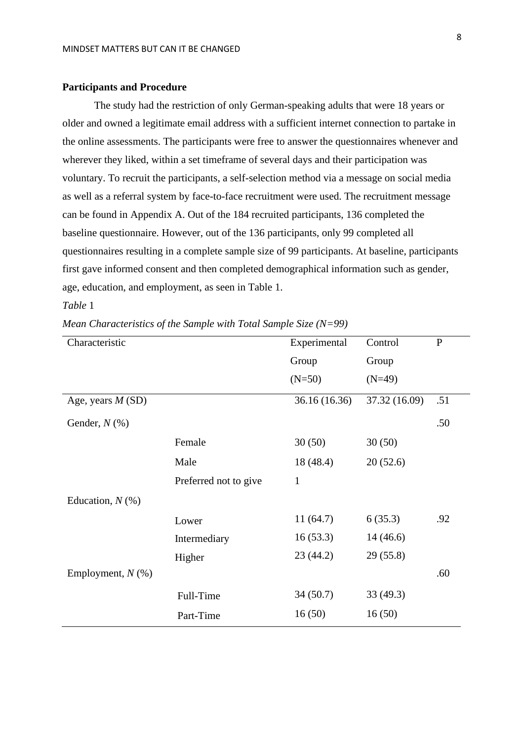**Participants and Procedure**

The study had the restriction of only German-speaking adults that were 18 years or older and owned a legitimate email address with a sufficient internet connection to partake in the online assessments. The participants were free to answer the questionnaires whenever and wherever they liked, within a set timeframe of several days and their participation was voluntary. To recruit the participants, a self-selection method via a message on social media as well as a referral system by face-to-face recruitment were used. The recruitment message can be found in Appendix A. Out of the 184 recruited participants, 136 completed the baseline questionnaire. However, out of the 136 participants, only 99 completed all questionnaires resulting in a complete sample size of 99 participants. At baseline, participants first gave informed consent and then completed demographical information such as gender, age, education, and employment, as seen in Table 1.

*Table* 1

*Mean Characteristics of the Sample with Total Sample Size (N=99)*

| Characteristic | | Experimental Group (N=50) | Control Group (N=49) | P |
|---|---|---|---|---|
| Age, years *M* (SD) | | 36.16 (16.36) | 37.32 (16.09) | .51 |
| Gender, *N* (%) | | | | .50 |
| | Female | 30 (50) | 30 (50) | |
| | Male | 18 (48.4) | 20 (52.6) | |
| | Preferred not to give | 1 | | |
| Education, *N* (%) | | | | |
| | Lower | 11 (64.7) | 6 (35.3) | .92 |
| | Intermediary | 16 (53.3) | 14 (46.6) | |
| | Higher | 23 (44.2) | 29 (55.8) | |
| Employment, *N* (%) | | | | .60 |
| | Full-Time | 34 (50.7) | 33 (49.3) | |
| | Part-Time | 16 (50) | 16 (50) | |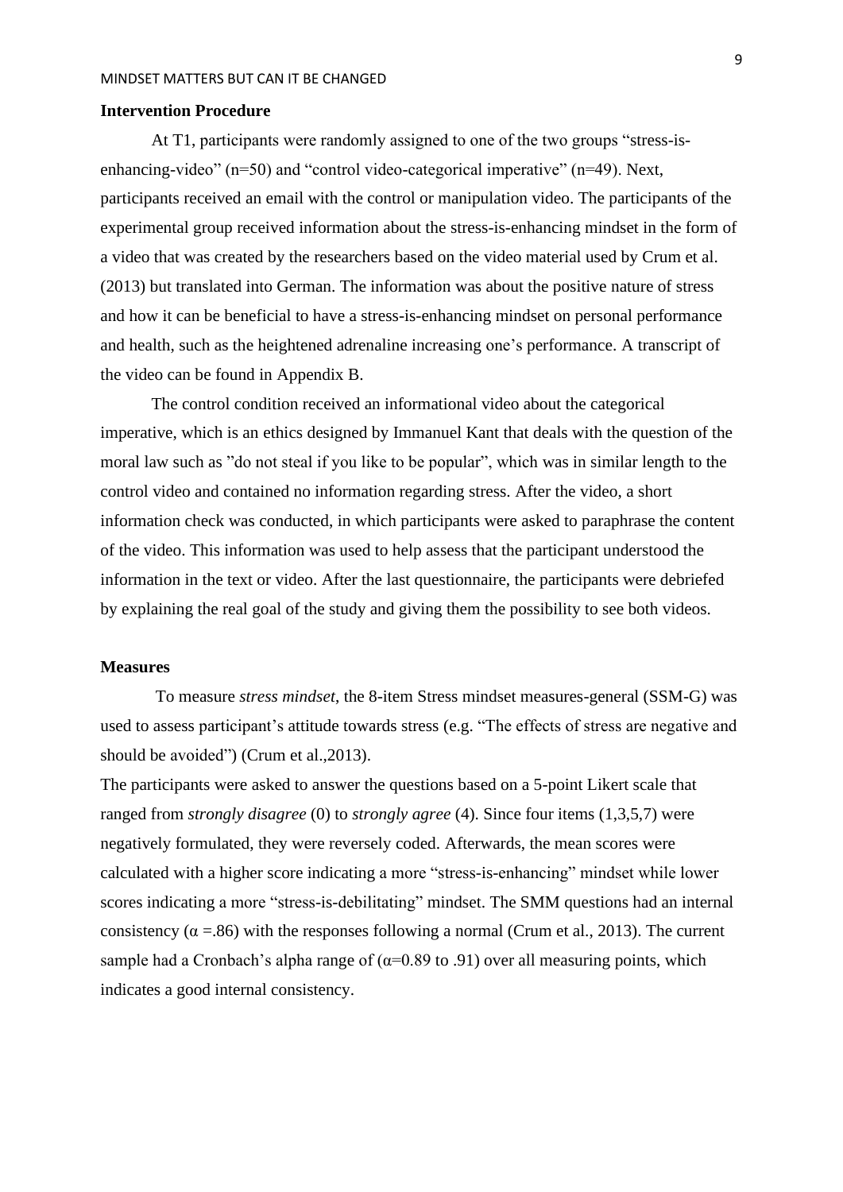**Intervention Procedure**

At T1, participants were randomly assigned to one of the two groups "stress-is-enhancing-video" (n=50) and "control video-categorical imperative" (n=49). Next, participants received an email with the control or manipulation video. The participants of the experimental group received information about the stress-is-enhancing mindset in the form of a video that was created by the researchers based on the video material used by Crum et al. (2013) but translated into German. The information was about the positive nature of stress and how it can be beneficial to have a stress-is-enhancing mindset on personal performance and health, such as the heightened adrenaline increasing one's performance. A transcript of the video can be found in Appendix B.

The control condition received an informational video about the categorical imperative, which is an ethics designed by Immanuel Kant that deals with the question of the moral law such as "do not steal if you like to be popular", which was in similar length to the control video and contained no information regarding stress. After the video, a short information check was conducted, in which participants were asked to paraphrase the content of the video. This information was used to help assess that the participant understood the information in the text or video. After the last questionnaire, the participants were debriefed by explaining the real goal of the study and giving them the possibility to see both videos.

**Measures**

To measure *stress mindset*, the 8-item Stress mindset measures-general (SSM-G) was used to assess participant's attitude towards stress (e.g. "The effects of stress are negative and should be avoided") (Crum et al.,2013).

The participants were asked to answer the questions based on a 5-point Likert scale that ranged from *strongly disagree* (0) to *strongly agree* (4). Since four items (1,3,5,7) were negatively formulated, they were reversely coded. Afterwards, the mean scores were calculated with a higher score indicating a more "stress-is-enhancing" mindset while lower scores indicating a more "stress-is-debilitating" mindset. The SMM questions had an internal consistency ($\alpha$ =.86) with the responses following a normal (Crum et al., 2013). The current sample had a Cronbach's alpha range of ($\alpha$=0.89 to .91) over all measuring points, which indicates a good internal consistency.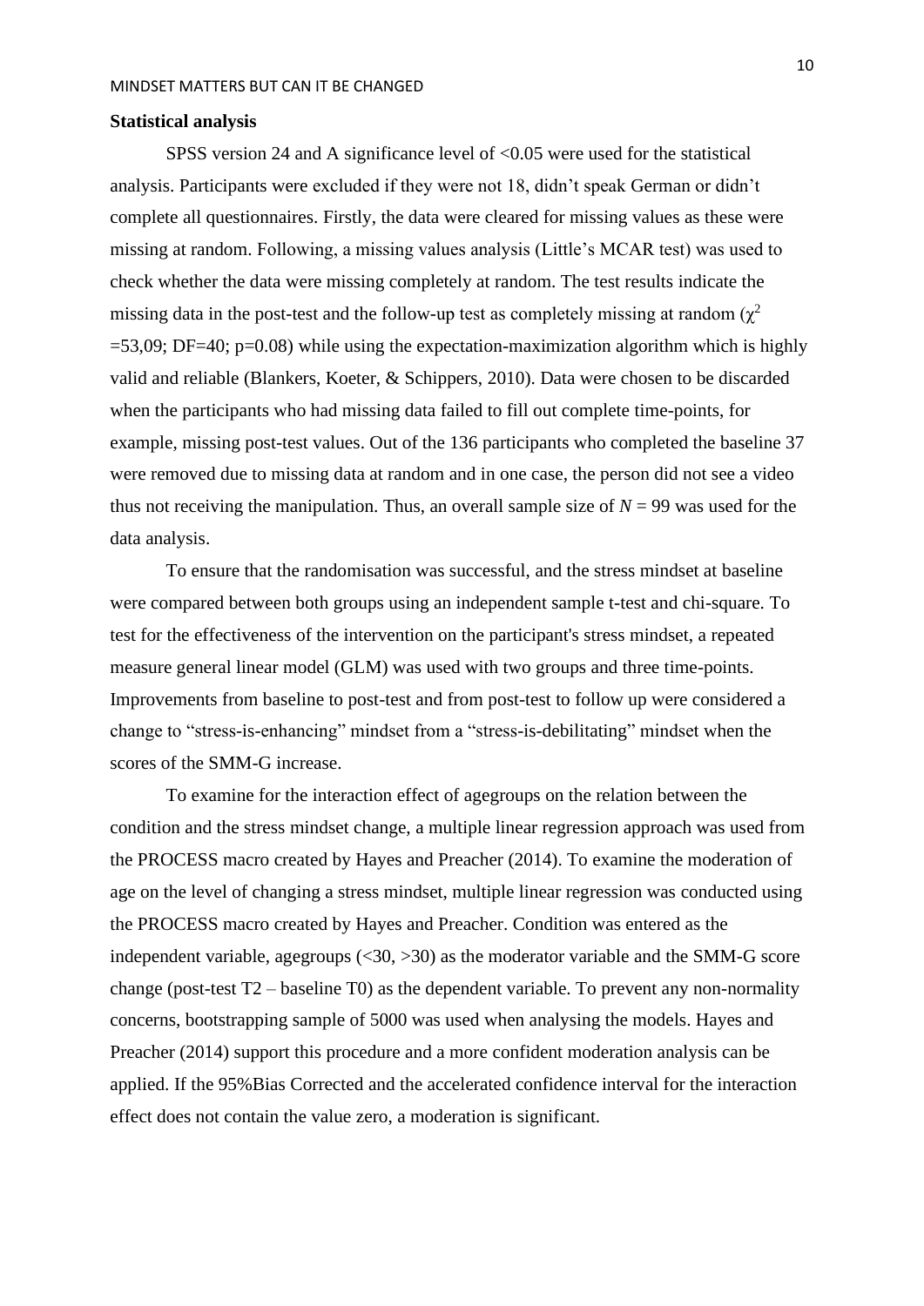**Statistical analysis**

SPSS version 24 and A significance level of <0.05 were used for the statistical analysis. Participants were excluded if they were not 18, didn't speak German or didn't complete all questionnaires. Firstly, the data were cleared for missing values as these were missing at random. Following, a missing values analysis (Little's MCAR test) was used to check whether the data were missing completely at random. The test results indicate the missing data in the post-test and the follow-up test as completely missing at random ($\chi^2$ =53,09; DF=40; p=0.08) while using the expectation-maximization algorithm which is highly valid and reliable (Blankers, Koeter, & Schippers, 2010). Data were chosen to be discarded when the participants who had missing data failed to fill out complete time-points, for example, missing post-test values. Out of the 136 participants who completed the baseline 37 were removed due to missing data at random and in one case, the person did not see a video thus not receiving the manipulation. Thus, an overall sample size of $N$ = 99 was used for the data analysis.

To ensure that the randomisation was successful, and the stress mindset at baseline were compared between both groups using an independent sample t-test and chi-square. To test for the effectiveness of the intervention on the participant's stress mindset, a repeated measure general linear model (GLM) was used with two groups and three time-points. Improvements from baseline to post-test and from post-test to follow up were considered a change to "stress-is-enhancing" mindset from a "stress-is-debilitating" mindset when the scores of the SMM-G increase.

To examine for the interaction effect of agegroups on the relation between the condition and the stress mindset change, a multiple linear regression approach was used from the PROCESS macro created by Hayes and Preacher (2014). To examine the moderation of age on the level of changing a stress mindset, multiple linear regression was conducted using the PROCESS macro created by Hayes and Preacher. Condition was entered as the independent variable, agegroups (<30, >30) as the moderator variable and the SMM-G score change (post-test T2 – baseline T0) as the dependent variable. To prevent any non-normality concerns, bootstrapping sample of 5000 was used when analysing the models. Hayes and Preacher (2014) support this procedure and a more confident moderation analysis can be applied. If the 95%Bias Corrected and the accelerated confidence interval for the interaction effect does not contain the value zero, a moderation is significant.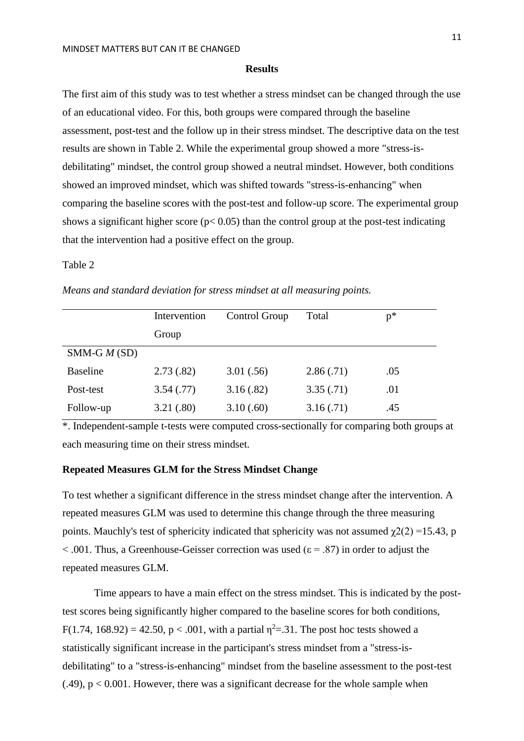**Results**

The first aim of this study was to test whether a stress mindset can be changed through the use of an educational video. For this, both groups were compared through the baseline assessment, post-test and the follow up in their stress mindset. The descriptive data on the test results are shown in Table 2. While the experimental group showed a more "stress-is-debilitating" mindset, the control group showed a neutral mindset. However, both conditions showed an improved mindset, which was shifted towards "stress-is-enhancing" when comparing the baseline scores with the post-test and follow-up score. The experimental group shows a significant higher score ($p < 0.05$) than the control group at the post-test indicating that the intervention had a positive effect on the group.

Table 2

*Means and standard deviation for stress mindset at all measuring points.*

| | Intervention Group | Control Group | Total | p* |
|---|---|---|---|---|
| SMM-G *M* (SD) | | | | |
| Baseline | 2.73 (.82) | 3.01 (.56) | 2.86 (.71) | .05 |
| Post-test | 3.54 (.77) | 3.16 (.82) | 3.35 (.71) | .01 |
| Follow-up | 3.21 (.80) | 3.10 (.60) | 3.16 (.71) | .45 |

*. Independent-sample t-tests were computed cross-sectionally for comparing both groups at each measuring time on their stress mindset.

**Repeated Measures GLM for the Stress Mindset Change**

To test whether a significant difference in the stress mindset change after the intervention. A repeated measures GLM was used to determine this change through the three measuring points. Mauchly's test of sphericity indicated that sphericity was not assumed $\chi2(2) = 15.43$, $p < .001$. Thus, a Greenhouse-Geisser correction was used ($\varepsilon = .87$) in order to adjust the repeated measures GLM.

Time appears to have a main effect on the stress mindset. This is indicated by the post-test scores being significantly higher compared to the baseline scores for both conditions, $F(1.74, 168.92) = 42.50$, $p < .001$, with a partial $\eta^2 = .31$. The post hoc tests showed a statistically significant increase in the participant's stress mindset from a "stress-is-debilitating" to a "stress-is-enhancing" mindset from the baseline assessment to the post-test (.49), $p < 0.001$. However, there was a significant decrease for the whole sample when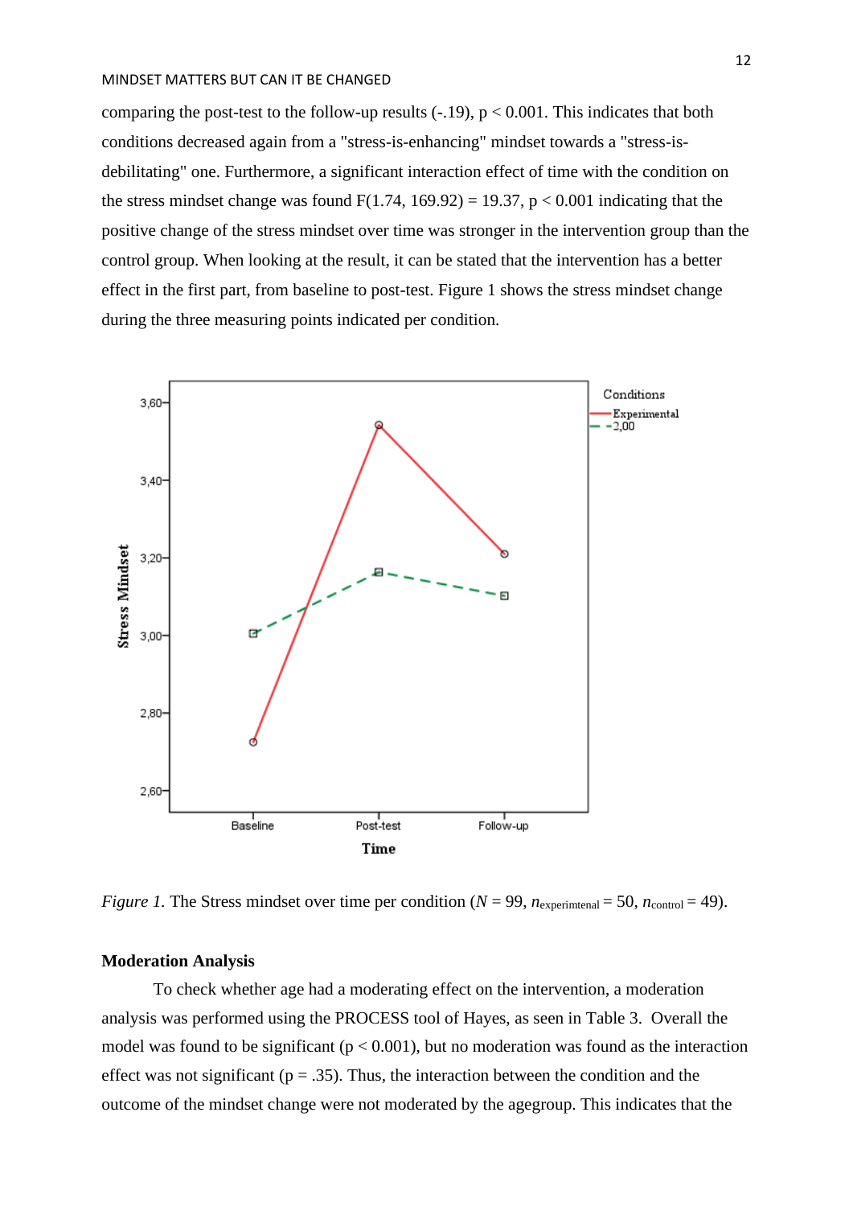comparing the post-test to the follow-up results (-.19), $p < 0.001$. This indicates that both conditions decreased again from a "stress-is-enhancing" mindset towards a "stress-is-debilitating" one. Furthermore, a significant interaction effect of time with the condition on the stress mindset change was found $F(1.74, 169.92) = 19.37$, $p < 0.001$ indicating that the positive change of the stress mindset over time was stronger in the intervention group than the control group. When looking at the result, it can be stated that the intervention has a better effect in the first part, from baseline to post-test. Figure 1 shows the stress mindset change during the three measuring points indicated per condition.

*Figure 1.* The Stress mindset over time per condition ($N = 99$, $n_{experimtenal} = 50$, $n_{control} = 49$).

## Moderation Analysis

To check whether age had a moderating effect on the intervention, a moderation analysis was performed using the PROCESS tool of Hayes, as seen in Table 3. Overall the model was found to be significant ($p < 0.001$), but no moderation was found as the interaction effect was not significant ($p = .35$). Thus, the interaction between the condition and the outcome of the mindset change were not moderated by the agegroup. This indicates that the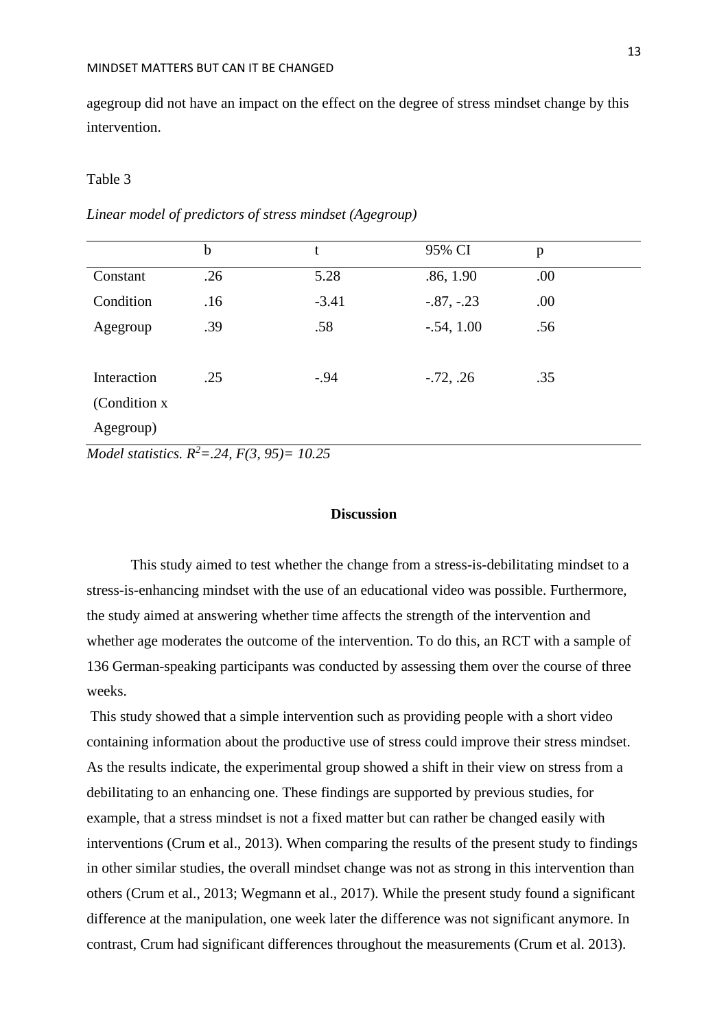agegroup did not have an impact on the effect on the degree of stress mindset change by this intervention.

Table 3

*Linear model of predictors of stress mindset (Agegroup)*

| | b | t | 95% CI | p |
|---|---|---|---|---|
| Constant | .26 | 5.28 | .86, 1.90 | .00 |
| Condition | .16 | -3.41 | -.87, -.23 | .00 |
| Agegroup | .39 | .58 | -.54, 1.00 | .56 |
| Interaction (Condition x Agegroup) | .25 | -.94 | -.72, .26 | .35 |

*Model statistics.* $R^2$*=.24, F(3, 95)= 10.25*

## Discussion

This study aimed to test whether the change from a stress-is-debilitating mindset to a stress-is-enhancing mindset with the use of an educational video was possible. Furthermore, the study aimed at answering whether time affects the strength of the intervention and whether age moderates the outcome of the intervention. To do this, an RCT with a sample of 136 German-speaking participants was conducted by assessing them over the course of three weeks.

This study showed that a simple intervention such as providing people with a short video containing information about the productive use of stress could improve their stress mindset. As the results indicate, the experimental group showed a shift in their view on stress from a debilitating to an enhancing one. These findings are supported by previous studies, for example, that a stress mindset is not a fixed matter but can rather be changed easily with interventions (Crum et al., 2013). When comparing the results of the present study to findings in other similar studies, the overall mindset change was not as strong in this intervention than others (Crum et al., 2013; Wegmann et al., 2017). While the present study found a significant difference at the manipulation, one week later the difference was not significant anymore. In contrast, Crum had significant differences throughout the measurements (Crum et al. 2013).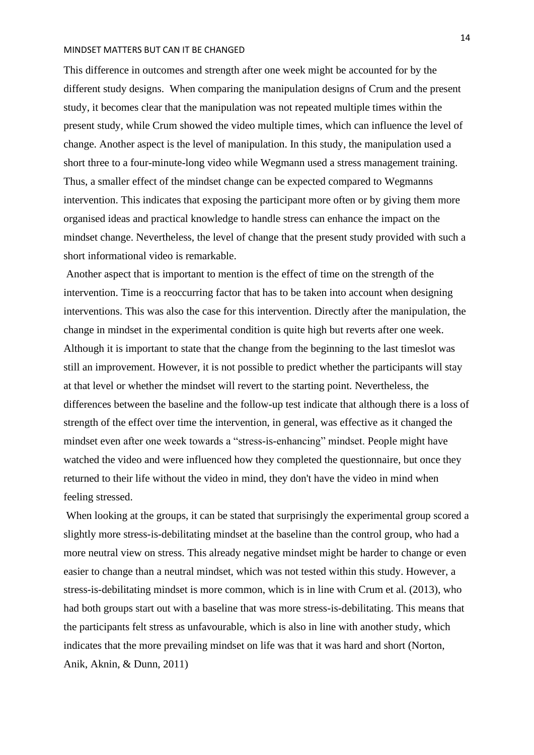This difference in outcomes and strength after one week might be accounted for by the different study designs. When comparing the manipulation designs of Crum and the present study, it becomes clear that the manipulation was not repeated multiple times within the present study, while Crum showed the video multiple times, which can influence the level of change. Another aspect is the level of manipulation. In this study, the manipulation used a short three to a four-minute-long video while Wegmann used a stress management training. Thus, a smaller effect of the mindset change can be expected compared to Wegmanns intervention. This indicates that exposing the participant more often or by giving them more organised ideas and practical knowledge to handle stress can enhance the impact on the mindset change. Nevertheless, the level of change that the present study provided with such a short informational video is remarkable.

Another aspect that is important to mention is the effect of time on the strength of the intervention. Time is a reoccurring factor that has to be taken into account when designing interventions. This was also the case for this intervention. Directly after the manipulation, the change in mindset in the experimental condition is quite high but reverts after one week. Although it is important to state that the change from the beginning to the last timeslot was still an improvement. However, it is not possible to predict whether the participants will stay at that level or whether the mindset will revert to the starting point. Nevertheless, the differences between the baseline and the follow-up test indicate that although there is a loss of strength of the effect over time the intervention, in general, was effective as it changed the mindset even after one week towards a "stress-is-enhancing" mindset. People might have watched the video and were influenced how they completed the questionnaire, but once they returned to their life without the video in mind, they don't have the video in mind when feeling stressed.

When looking at the groups, it can be stated that surprisingly the experimental group scored a slightly more stress-is-debilitating mindset at the baseline than the control group, who had a more neutral view on stress. This already negative mindset might be harder to change or even easier to change than a neutral mindset, which was not tested within this study. However, a stress-is-debilitating mindset is more common, which is in line with Crum et al. (2013), who had both groups start out with a baseline that was more stress-is-debilitating. This means that the participants felt stress as unfavourable, which is also in line with another study, which indicates that the more prevailing mindset on life was that it was hard and short (Norton, Anik, Aknin, & Dunn, 2011)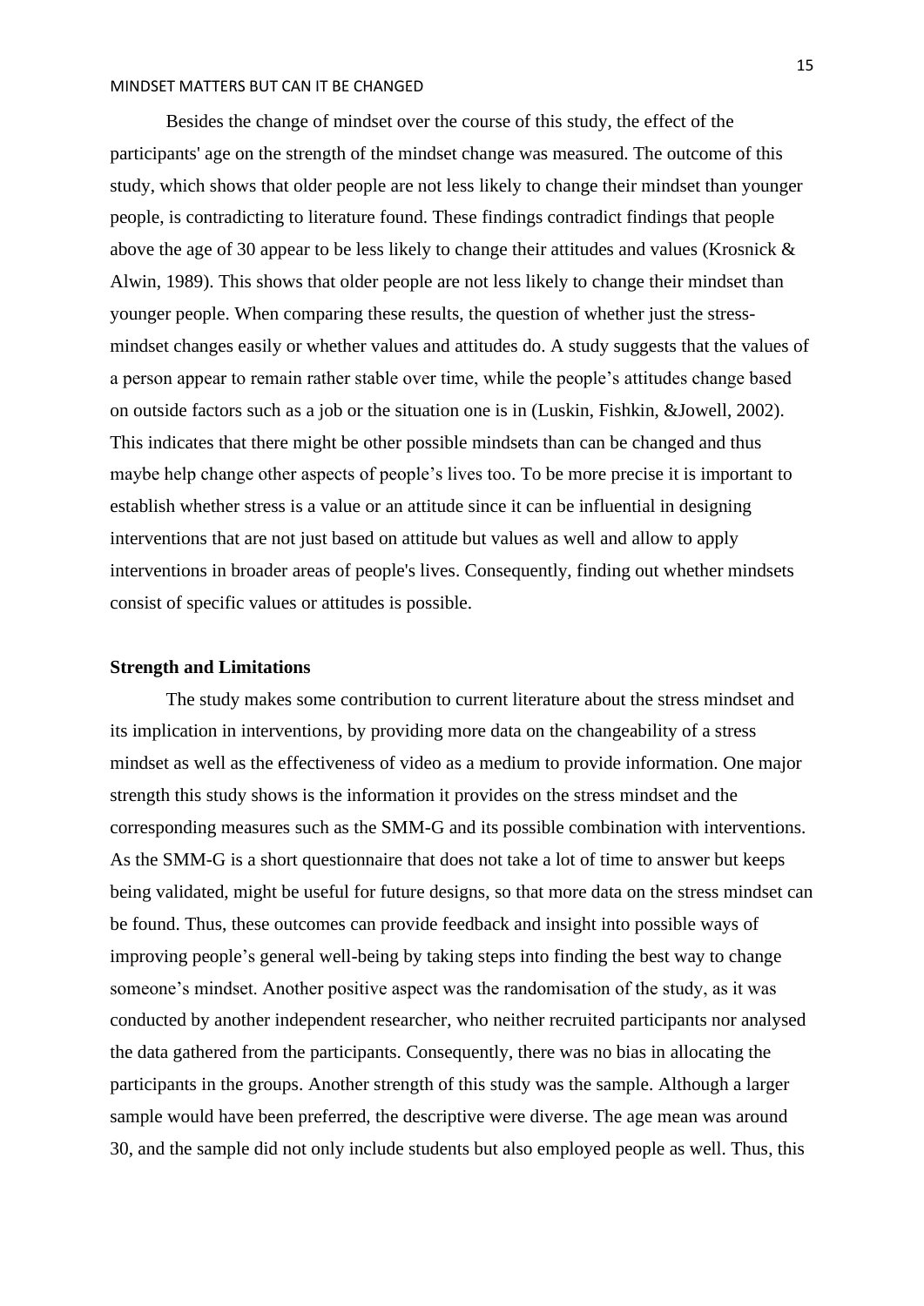Besides the change of mindset over the course of this study, the effect of the participants' age on the strength of the mindset change was measured. The outcome of this study, which shows that older people are not less likely to change their mindset than younger people, is contradicting to literature found. These findings contradict findings that people above the age of 30 appear to be less likely to change their attitudes and values (Krosnick & Alwin, 1989). This shows that older people are not less likely to change their mindset than younger people. When comparing these results, the question of whether just the stress-mindset changes easily or whether values and attitudes do. A study suggests that the values of a person appear to remain rather stable over time, while the people's attitudes change based on outside factors such as a job or the situation one is in (Luskin, Fishkin, &Jowell, 2002). This indicates that there might be other possible mindsets than can be changed and thus maybe help change other aspects of people's lives too. To be more precise it is important to establish whether stress is a value or an attitude since it can be influential in designing interventions that are not just based on attitude but values as well and allow to apply interventions in broader areas of people's lives. Consequently, finding out whether mindsets consist of specific values or attitudes is possible.

**Strength and Limitations**

The study makes some contribution to current literature about the stress mindset and its implication in interventions, by providing more data on the changeability of a stress mindset as well as the effectiveness of video as a medium to provide information. One major strength this study shows is the information it provides on the stress mindset and the corresponding measures such as the SMM-G and its possible combination with interventions. As the SMM-G is a short questionnaire that does not take a lot of time to answer but keeps being validated, might be useful for future designs, so that more data on the stress mindset can be found. Thus, these outcomes can provide feedback and insight into possible ways of improving people's general well-being by taking steps into finding the best way to change someone's mindset. Another positive aspect was the randomisation of the study, as it was conducted by another independent researcher, who neither recruited participants nor analysed the data gathered from the participants. Consequently, there was no bias in allocating the participants in the groups. Another strength of this study was the sample. Although a larger sample would have been preferred, the descriptive were diverse. The age mean was around 30, and the sample did not only include students but also employed people as well. Thus, this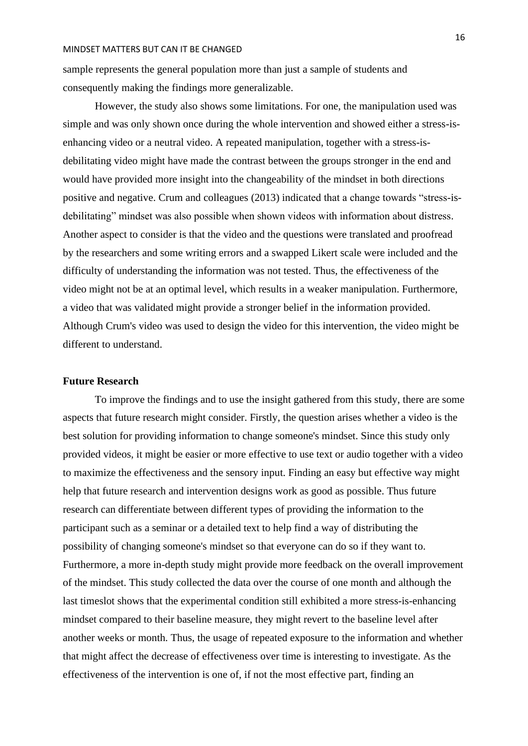sample represents the general population more than just a sample of students and consequently making the findings more generalizable.

However, the study also shows some limitations. For one, the manipulation used was simple and was only shown once during the whole intervention and showed either a stress-is-enhancing video or a neutral video. A repeated manipulation, together with a stress-is-debilitating video might have made the contrast between the groups stronger in the end and would have provided more insight into the changeability of the mindset in both directions positive and negative. Crum and colleagues (2013) indicated that a change towards "stress-is-debilitating" mindset was also possible when shown videos with information about distress. Another aspect to consider is that the video and the questions were translated and proofread by the researchers and some writing errors and a swapped Likert scale were included and the difficulty of understanding the information was not tested. Thus, the effectiveness of the video might not be at an optimal level, which results in a weaker manipulation. Furthermore, a video that was validated might provide a stronger belief in the information provided. Although Crum's video was used to design the video for this intervention, the video might be different to understand.

## Future Research

To improve the findings and to use the insight gathered from this study, there are some aspects that future research might consider. Firstly, the question arises whether a video is the best solution for providing information to change someone's mindset. Since this study only provided videos, it might be easier or more effective to use text or audio together with a video to maximize the effectiveness and the sensory input. Finding an easy but effective way might help that future research and intervention designs work as good as possible. Thus future research can differentiate between different types of providing the information to the participant such as a seminar or a detailed text to help find a way of distributing the possibility of changing someone's mindset so that everyone can do so if they want to. Furthermore, a more in-depth study might provide more feedback on the overall improvement of the mindset. This study collected the data over the course of one month and although the last timeslot shows that the experimental condition still exhibited a more stress-is-enhancing mindset compared to their baseline measure, they might revert to the baseline level after another weeks or month. Thus, the usage of repeated exposure to the information and whether that might affect the decrease of effectiveness over time is interesting to investigate. As the effectiveness of the intervention is one of, if not the most effective part, finding an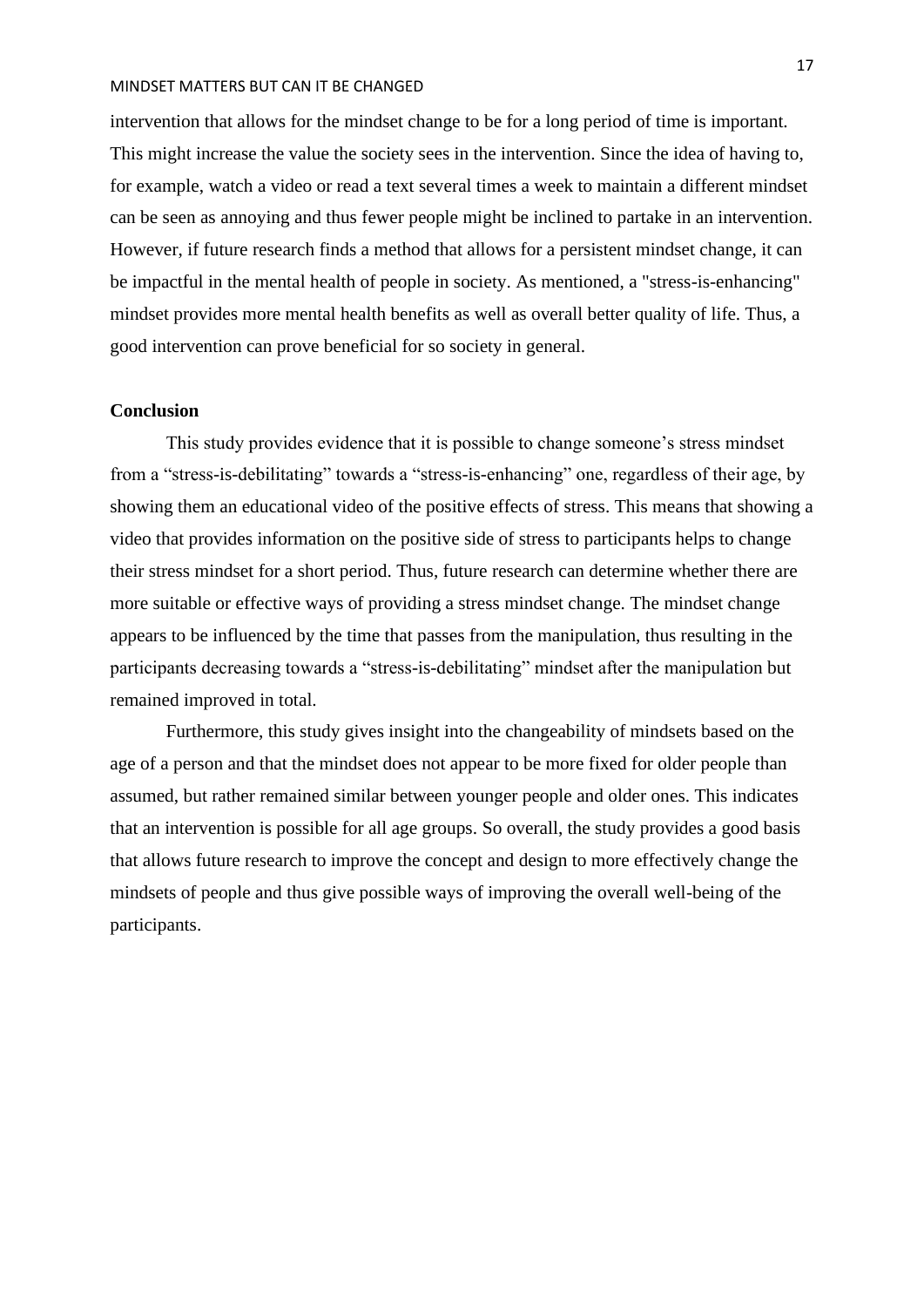intervention that allows for the mindset change to be for a long period of time is important. This might increase the value the society sees in the intervention. Since the idea of having to, for example, watch a video or read a text several times a week to maintain a different mindset can be seen as annoying and thus fewer people might be inclined to partake in an intervention. However, if future research finds a method that allows for a persistent mindset change, it can be impactful in the mental health of people in society. As mentioned, a "stress-is-enhancing" mindset provides more mental health benefits as well as overall better quality of life. Thus, a good intervention can prove beneficial for so society in general.

## Conclusion

This study provides evidence that it is possible to change someone's stress mindset from a "stress-is-debilitating" towards a "stress-is-enhancing" one, regardless of their age, by showing them an educational video of the positive effects of stress. This means that showing a video that provides information on the positive side of stress to participants helps to change their stress mindset for a short period. Thus, future research can determine whether there are more suitable or effective ways of providing a stress mindset change. The mindset change appears to be influenced by the time that passes from the manipulation, thus resulting in the participants decreasing towards a "stress-is-debilitating" mindset after the manipulation but remained improved in total.

Furthermore, this study gives insight into the changeability of mindsets based on the age of a person and that the mindset does not appear to be more fixed for older people than assumed, but rather remained similar between younger people and older ones. This indicates that an intervention is possible for all age groups. So overall, the study provides a good basis that allows future research to improve the concept and design to more effectively change the mindsets of people and thus give possible ways of improving the overall well-being of the participants.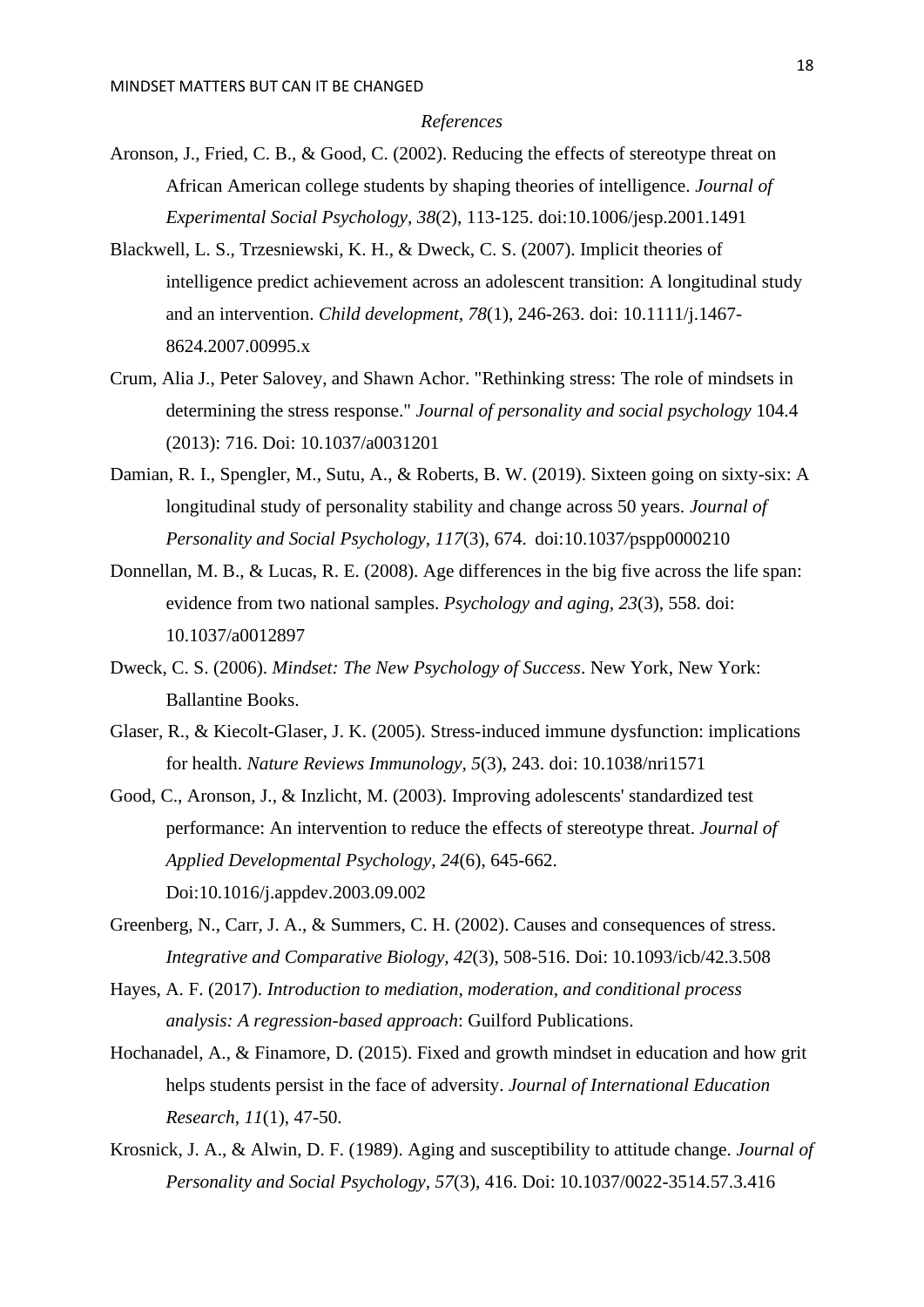*References*

Aronson, J., Fried, C. B., & Good, C. (2002). Reducing the effects of stereotype threat on African American college students by shaping theories of intelligence. *Journal of Experimental Social Psychology, 38*(2), 113-125. doi:10.1006/jesp.2001.1491

Blackwell, L. S., Trzesniewski, K. H., & Dweck, C. S. (2007). Implicit theories of intelligence predict achievement across an adolescent transition: A longitudinal study and an intervention. *Child development, 78*(1), 246-263. doi: 10.1111/j.1467-8624.2007.00995.x

Crum, Alia J., Peter Salovey, and Shawn Achor. "Rethinking stress: The role of mindsets in determining the stress response." *Journal of personality and social psychology* 104.4 (2013): 716. Doi: 10.1037/a0031201

Damian, R. I., Spengler, M., Sutu, A., & Roberts, B. W. (2019). Sixteen going on sixty-six: A longitudinal study of personality stability and change across 50 years. *Journal of Personality and Social Psychology, 117*(3), 674. doi:10.1037/pspp0000210

Donnellan, M. B., & Lucas, R. E. (2008). Age differences in the big five across the life span: evidence from two national samples. *Psychology and aging, 23*(3), 558. doi: 10.1037/a0012897

Dweck, C. S. (2006). *Mindset: The New Psychology of Success*. New York, New York: Ballantine Books.

Glaser, R., & Kiecolt-Glaser, J. K. (2005). Stress-induced immune dysfunction: implications for health. *Nature Reviews Immunology, 5*(3), 243. doi: 10.1038/nri1571

Good, C., Aronson, J., & Inzlicht, M. (2003). Improving adolescents' standardized test performance: An intervention to reduce the effects of stereotype threat. *Journal of Applied Developmental Psychology, 24*(6), 645-662. Doi:10.1016/j.appdev.2003.09.002

Greenberg, N., Carr, J. A., & Summers, C. H. (2002). Causes and consequences of stress. *Integrative and Comparative Biology, 42*(3), 508-516. Doi: 10.1093/icb/42.3.508

Hayes, A. F. (2017). *Introduction to mediation, moderation, and conditional process analysis: A regression-based approach*: Guilford Publications.

Hochanadel, A., & Finamore, D. (2015). Fixed and growth mindset in education and how grit helps students persist in the face of adversity. *Journal of International Education Research, 11*(1), 47-50.

Krosnick, J. A., & Alwin, D. F. (1989). Aging and susceptibility to attitude change. *Journal of Personality and Social Psychology, 57*(3), 416. Doi: 10.1037/0022-3514.57.3.416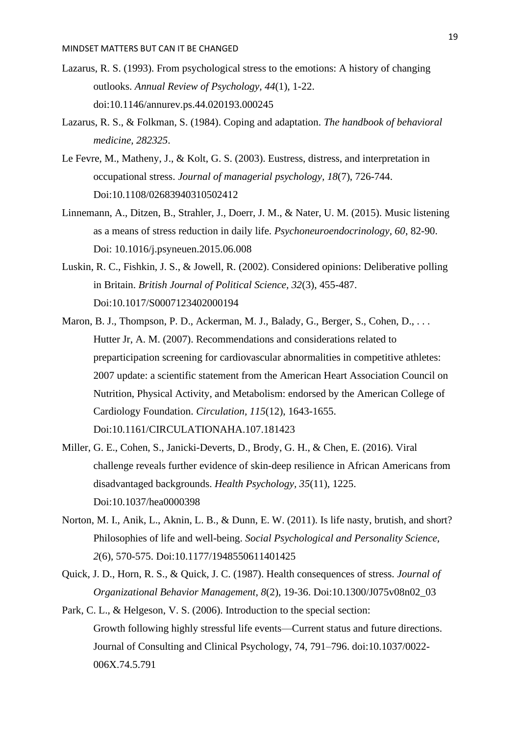Lazarus, R. S. (1993). From psychological stress to the emotions: A history of changing outlooks. *Annual Review of Psychology, 44*(1), 1-22. doi:10.1146/annurev.ps.44.020193.000245

Lazarus, R. S., & Folkman, S. (1984). Coping and adaptation. *The handbook of behavioral medicine, 282325*.

Le Fevre, M., Matheny, J., & Kolt, G. S. (2003). Eustress, distress, and interpretation in occupational stress. *Journal of managerial psychology, 18*(7), 726-744. Doi:10.1108/02683940310502412

Linnemann, A., Ditzen, B., Strahler, J., Doerr, J. M., & Nater, U. M. (2015). Music listening as a means of stress reduction in daily life. *Psychoneuroendocrinology, 60*, 82-90. Doi: 10.1016/j.psyneuen.2015.06.008

Luskin, R. C., Fishkin, J. S., & Jowell, R. (2002). Considered opinions: Deliberative polling in Britain. *British Journal of Political Science, 32*(3), 455-487. Doi:10.1017/S0007123402000194

Maron, B. J., Thompson, P. D., Ackerman, M. J., Balady, G., Berger, S., Cohen, D., . . . Hutter Jr, A. M. (2007). Recommendations and considerations related to preparticipation screening for cardiovascular abnormalities in competitive athletes: 2007 update: a scientific statement from the American Heart Association Council on Nutrition, Physical Activity, and Metabolism: endorsed by the American College of Cardiology Foundation. *Circulation, 115*(12), 1643-1655. Doi:10.1161/CIRCULATIONAHA.107.181423

Miller, G. E., Cohen, S., Janicki-Deverts, D., Brody, G. H., & Chen, E. (2016). Viral challenge reveals further evidence of skin-deep resilience in African Americans from disadvantaged backgrounds. *Health Psychology, 35*(11), 1225. Doi:10.1037/hea0000398

Norton, M. I., Anik, L., Aknin, L. B., & Dunn, E. W. (2011). Is life nasty, brutish, and short? Philosophies of life and well-being. *Social Psychological and Personality Science, 2*(6), 570-575. Doi:10.1177/1948550611401425

Quick, J. D., Horn, R. S., & Quick, J. C. (1987). Health consequences of stress. *Journal of Organizational Behavior Management, 8*(2), 19-36. Doi:10.1300/J075v08n02_03

Park, C. L., & Helgeson, V. S. (2006). Introduction to the special section: Growth following highly stressful life events—Current status and future directions. Journal of Consulting and Clinical Psychology, 74, 791–796. doi:10.1037/0022-006X.74.5.791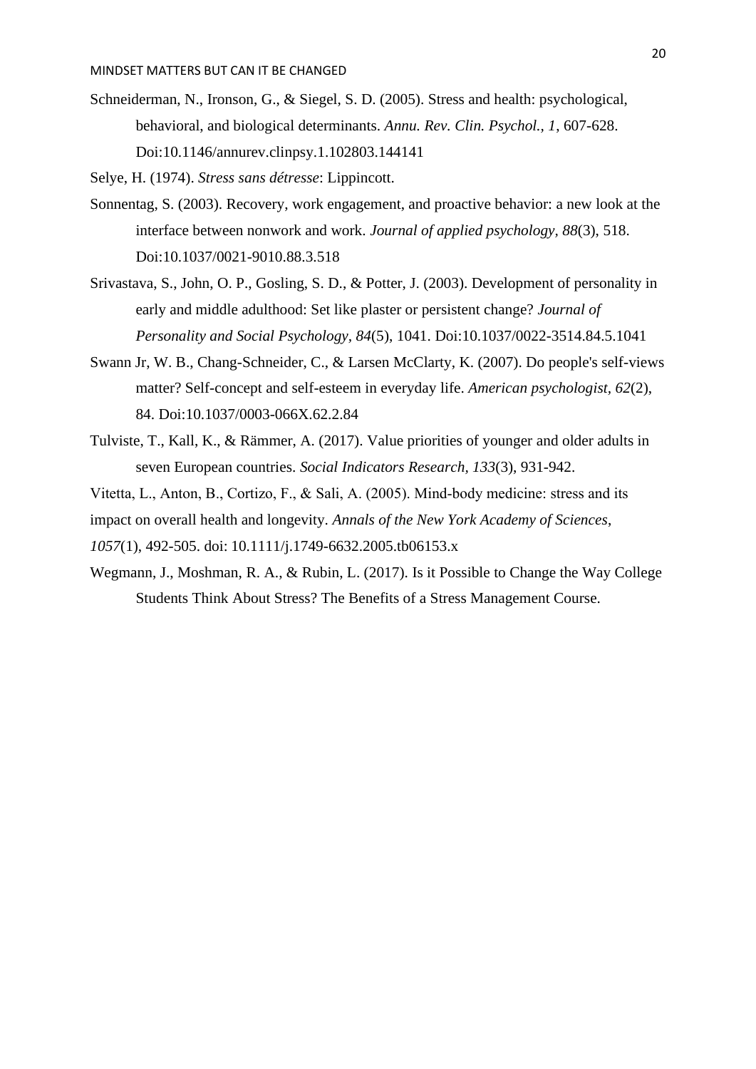Schneiderman, N., Ironson, G., & Siegel, S. D. (2005). Stress and health: psychological, behavioral, and biological determinants. *Annu. Rev. Clin. Psychol., 1*, 607-628. Doi:10.1146/annurev.clinpsy.1.102803.144141

Selye, H. (1974). *Stress sans détresse*: Lippincott.

Sonnentag, S. (2003). Recovery, work engagement, and proactive behavior: a new look at the interface between nonwork and work. *Journal of applied psychology, 88*(3), 518. Doi:10.1037/0021-9010.88.3.518

Srivastava, S., John, O. P., Gosling, S. D., & Potter, J. (2003). Development of personality in early and middle adulthood: Set like plaster or persistent change? *Journal of Personality and Social Psychology, 84*(5), 1041. Doi:10.1037/0022-3514.84.5.1041

Swann Jr, W. B., Chang-Schneider, C., & Larsen McClarty, K. (2007). Do people's self-views matter? Self-concept and self-esteem in everyday life. *American psychologist, 62*(2), 84. Doi:10.1037/0003-066X.62.2.84

Tulviste, T., Kall, K., & Rämmer, A. (2017). Value priorities of younger and older adults in seven European countries. *Social Indicators Research, 133*(3), 931-942.

Vitetta, L., Anton, B., Cortizo, F., & Sali, A. (2005). Mind-body medicine: stress and its impact on overall health and longevity. *Annals of the New York Academy of Sciences, 1057*(1), 492-505. doi: 10.1111/j.1749-6632.2005.tb06153.x

Wegmann, J., Moshman, R. A., & Rubin, L. (2017). Is it Possible to Change the Way College Students Think About Stress? The Benefits of a Stress Management Course.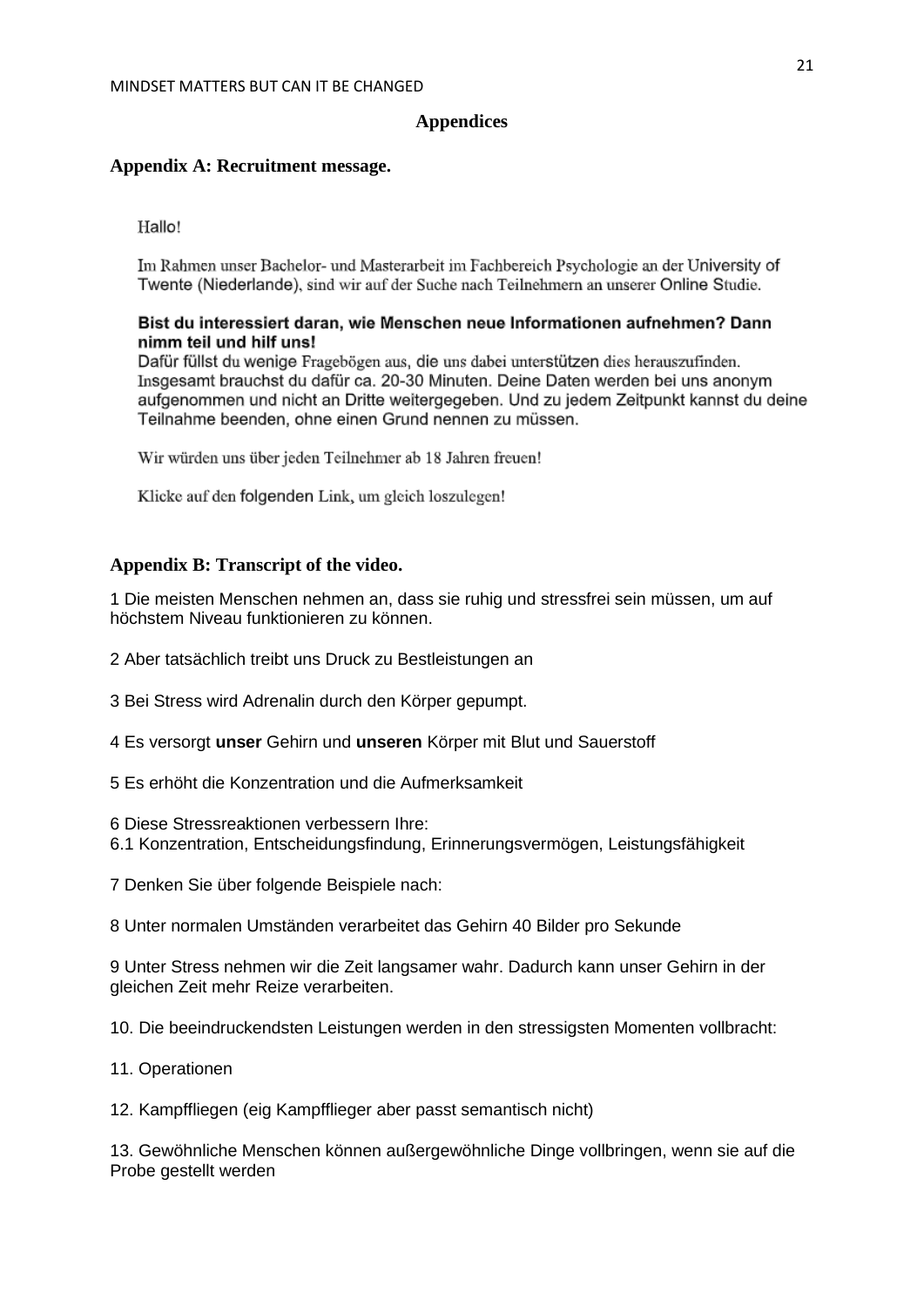# Appendices

## Appendix A: Recruitment message.

Hallo!

Im Rahmen unser Bachelor- und Masterarbeit im Fachbereich Psychologie an der University of Twente (Niederlande), sind wir auf der Suche nach Teilnehmern an unserer Online Studie.

**Bist du interessiert daran, wie Menschen neue Informationen aufnehmen? Dann nimm teil und hilf uns!**

Dafür füllst du wenige Fragebögen aus, die uns dabei unterstützen dies herauszufinden. Insgesamt brauchst du dafür ca. 20-30 Minuten. Deine Daten werden bei uns anonym aufgenommen und nicht an Dritte weitergegeben. Und zu jedem Zeitpunkt kannst du deine Teilnahme beenden, ohne einen Grund nennen zu müssen.

Wir würden uns über jeden Teilnehmer ab 18 Jahren freuen!

Klicke auf den folgenden Link, um gleich loszulegen!

## Appendix B: Transcript of the video.

1 Die meisten Menschen nehmen an, dass sie ruhig und stressfrei sein müssen, um auf höchstem Niveau funktionieren zu können.

2 Aber tatsächlich treibt uns Druck zu Bestleistungen an

3 Bei Stress wird Adrenalin durch den Körper gepumpt.

4 Es versorgt **unser** Gehirn und **unseren** Körper mit Blut und Sauerstoff

5 Es erhöht die Konzentration und die Aufmerksamkeit

6 Diese Stressreaktionen verbessern Ihre:
6.1 Konzentration, Entscheidungsfindung, Erinnerungsvermögen, Leistungsfähigkeit

7 Denken Sie über folgende Beispiele nach:

8 Unter normalen Umständen verarbeitet das Gehirn 40 Bilder pro Sekunde

9 Unter Stress nehmen wir die Zeit langsamer wahr. Dadurch kann unser Gehirn in der gleichen Zeit mehr Reize verarbeiten.

10. Die beeindruckendsten Leistungen werden in den stressigsten Momenten vollbracht:

11. Operationen

12. Kampffliegen (eig Kampfflieger aber passt semantisch nicht)

13. Gewöhnliche Menschen können außergewöhnliche Dinge vollbringen, wenn sie auf die Probe gestellt werden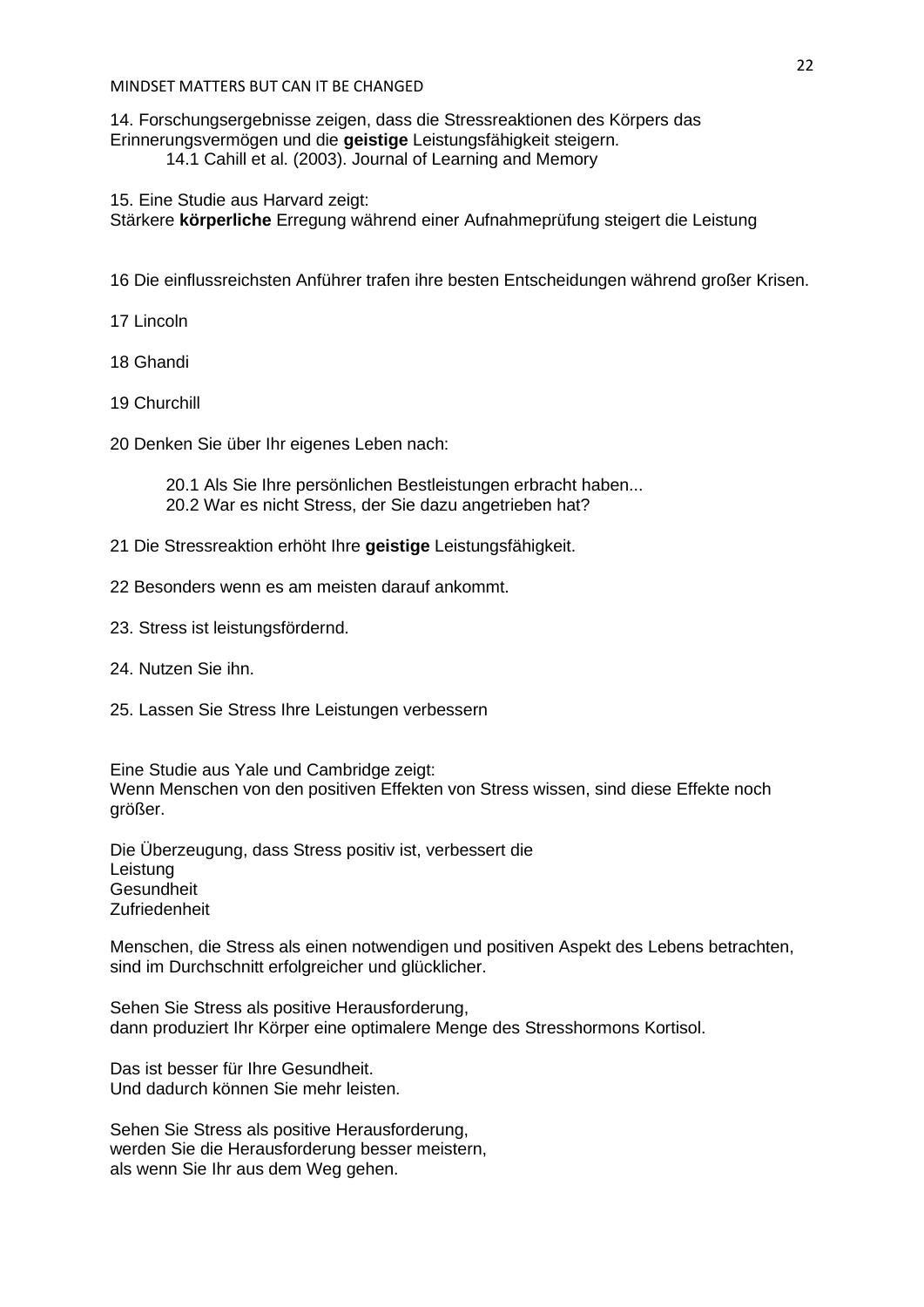14. Forschungsergebnisse zeigen, dass die Stressreaktionen des Körpers das Erinnerungsvermögen und die **geistige** Leistungsfähigkeit steigern.
    14.1 Cahill et al. (2003). Journal of Learning and Memory

15. Eine Studie aus Harvard zeigt:
Stärkere **körperliche** Erregung während einer Aufnahmeprüfung steigert die Leistung

16 Die einflussreichsten Anführer trafen ihre besten Entscheidungen während großer Krisen.

17 Lincoln

18 Ghandi

19 Churchill

20 Denken Sie über Ihr eigenes Leben nach:

    20.1 Als Sie Ihre persönlichen Bestleistungen erbracht haben...
    20.2 War es nicht Stress, der Sie dazu angetrieben hat?

21 Die Stressreaktion erhöht Ihre **geistige** Leistungsfähigkeit.

22 Besonders wenn es am meisten darauf ankommt.

23. Stress ist leistungsfördernd.

24. Nutzen Sie ihn.

25. Lassen Sie Stress Ihre Leistungen verbessern

Eine Studie aus Yale und Cambridge zeigt:
Wenn Menschen von den positiven Effekten von Stress wissen, sind diese Effekte noch größer.

Die Überzeugung, dass Stress positiv ist, verbessert die
Leistung
Gesundheit
Zufriedenheit

Menschen, die Stress als einen notwendigen und positiven Aspekt des Lebens betrachten, sind im Durchschnitt erfolgreicher und glücklicher.

Sehen Sie Stress als positive Herausforderung,
dann produziert Ihr Körper eine optimalere Menge des Stresshormons Kortisol.

Das ist besser für Ihre Gesundheit.
Und dadurch können Sie mehr leisten.

Sehen Sie Stress als positive Herausforderung,
werden Sie die Herausforderung besser meistern,
als wenn Sie Ihr aus dem Weg gehen.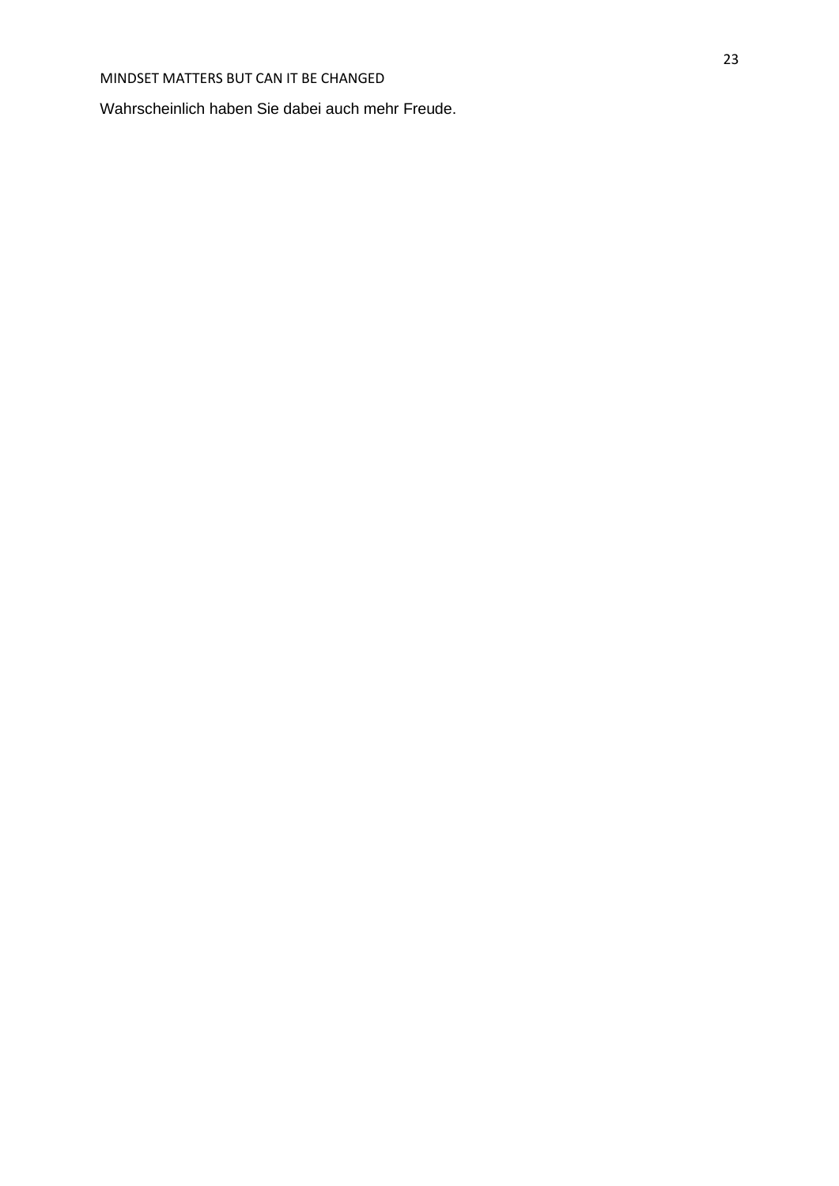Wahrscheinlich haben Sie dabei auch mehr Freude.